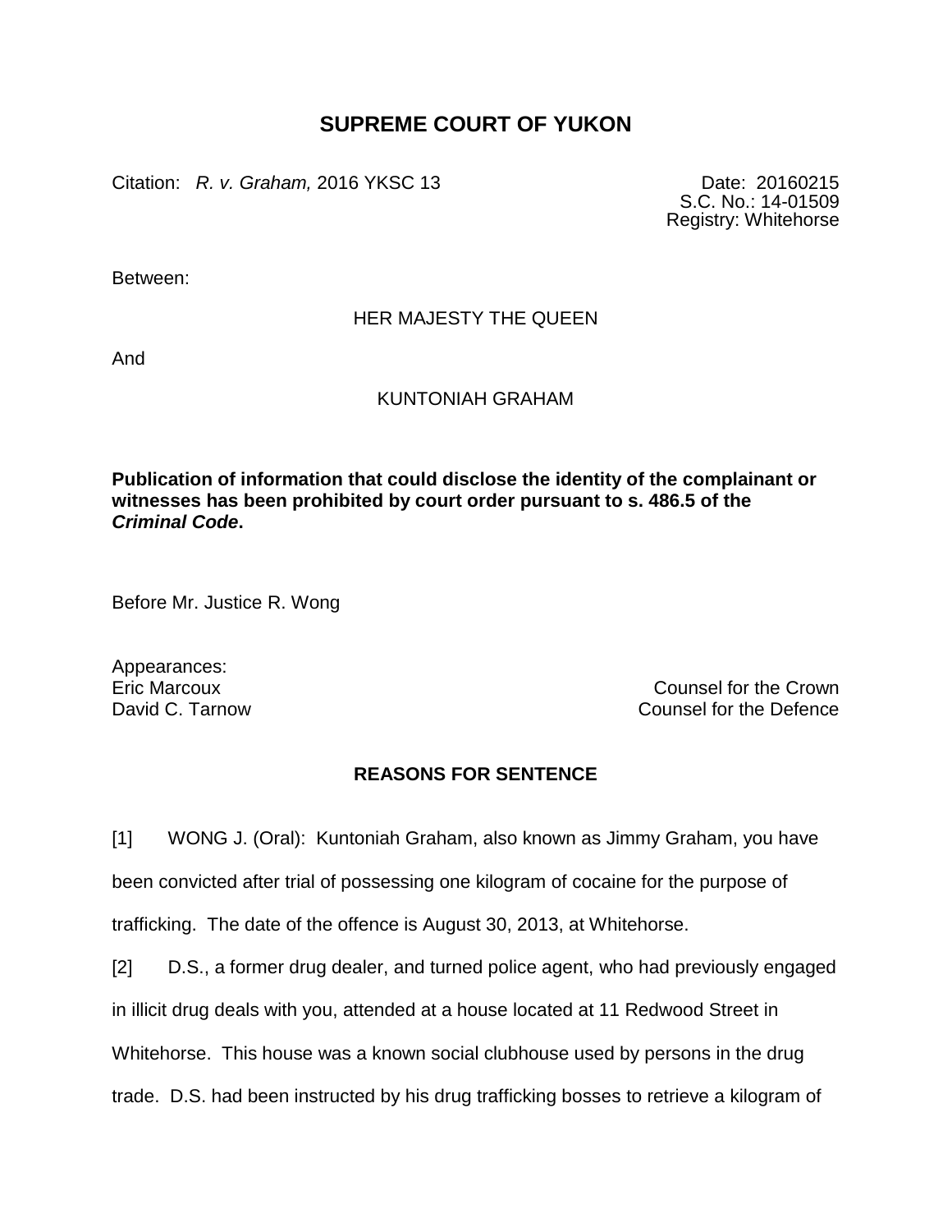# SUPREME COURT OF YUKON

Citation: *R. v. Graham,* 2016 YKSC 13

Date: 20160215
S.C. No.: 14-01509
Registry: Whitehorse

Between:

HER MAJESTY THE QUEEN

And

KUNTONIAH GRAHAM

**Publication of information that could disclose the identity of the complainant or witnesses has been prohibited by court order pursuant to s. 486.5 of the *Criminal Code*.**

Before Mr. Justice R. Wong

Appearances:
Eric Marcoux — Counsel for the Crown
David C. Tarnow — Counsel for the Defence

## REASONS FOR SENTENCE

[1] WONG J. (Oral): Kuntoniah Graham, also known as Jimmy Graham, you have been convicted after trial of possessing one kilogram of cocaine for the purpose of trafficking. The date of the offence is August 30, 2013, at Whitehorse.

[2] D.S., a former drug dealer, and turned police agent, who had previously engaged in illicit drug deals with you, attended at a house located at 11 Redwood Street in Whitehorse. This house was a known social clubhouse used by persons in the drug trade. D.S. had been instructed by his drug trafficking bosses to retrieve a kilogram of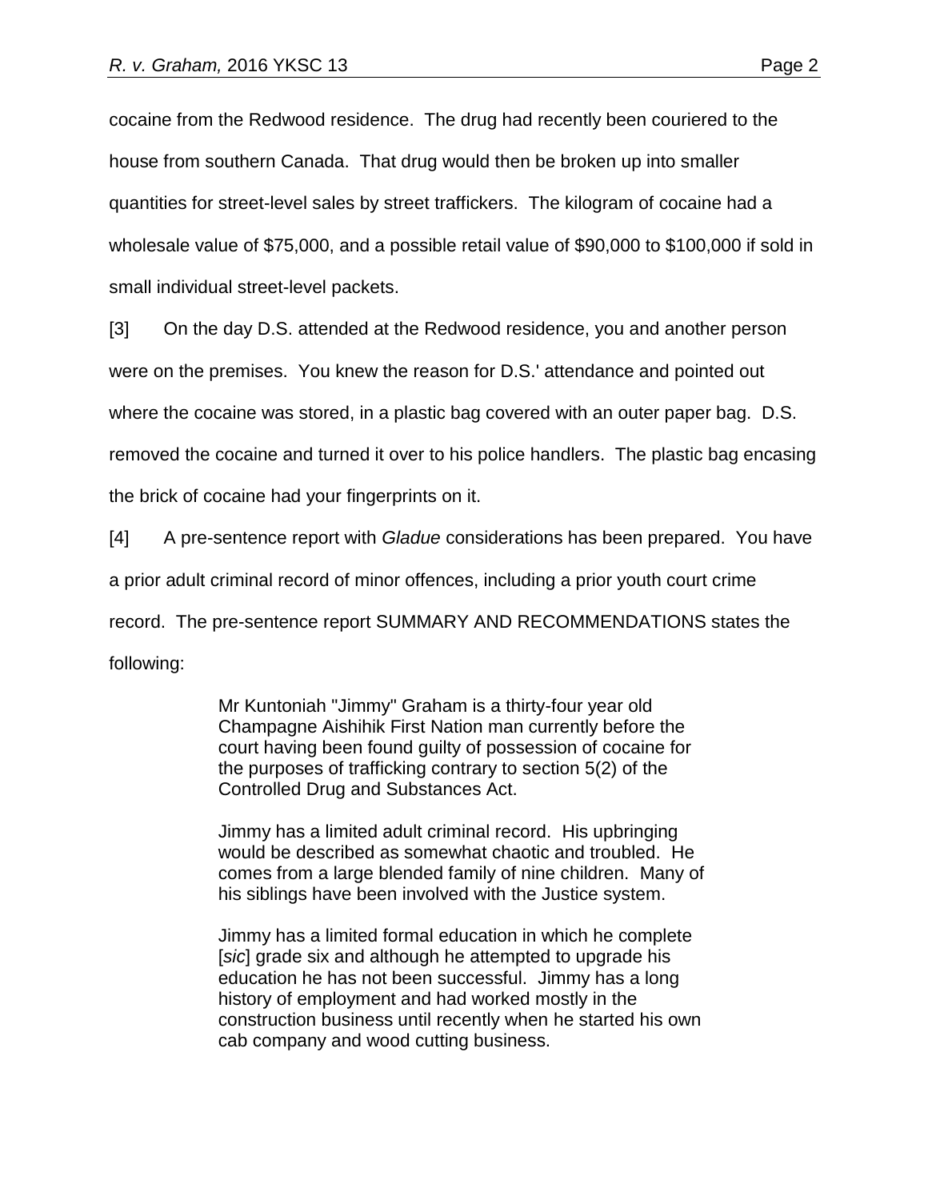cocaine from the Redwood residence. The drug had recently been couriered to the house from southern Canada. That drug would then be broken up into smaller quantities for street-level sales by street traffickers. The kilogram of cocaine had a wholesale value of $75,000, and a possible retail value of $90,000 to $100,000 if sold in small individual street-level packets.

[3] On the day D.S. attended at the Redwood residence, you and another person were on the premises. You knew the reason for D.S.' attendance and pointed out where the cocaine was stored, in a plastic bag covered with an outer paper bag. D.S. removed the cocaine and turned it over to his police handlers. The plastic bag encasing the brick of cocaine had your fingerprints on it.

[4] A pre-sentence report with *Gladue* considerations has been prepared. You have a prior adult criminal record of minor offences, including a prior youth court crime record. The pre-sentence report SUMMARY AND RECOMMENDATIONS states the following:

> Mr Kuntoniah "Jimmy" Graham is a thirty-four year old Champagne Aishihik First Nation man currently before the court having been found guilty of possession of cocaine for the purposes of trafficking contrary to section 5(2) of the Controlled Drug and Substances Act.
>
> Jimmy has a limited adult criminal record. His upbringing would be described as somewhat chaotic and troubled. He comes from a large blended family of nine children. Many of his siblings have been involved with the Justice system.
>
> Jimmy has a limited formal education in which he complete [*sic*] grade six and although he attempted to upgrade his education he has not been successful. Jimmy has a long history of employment and had worked mostly in the construction business until recently when he started his own cab company and wood cutting business.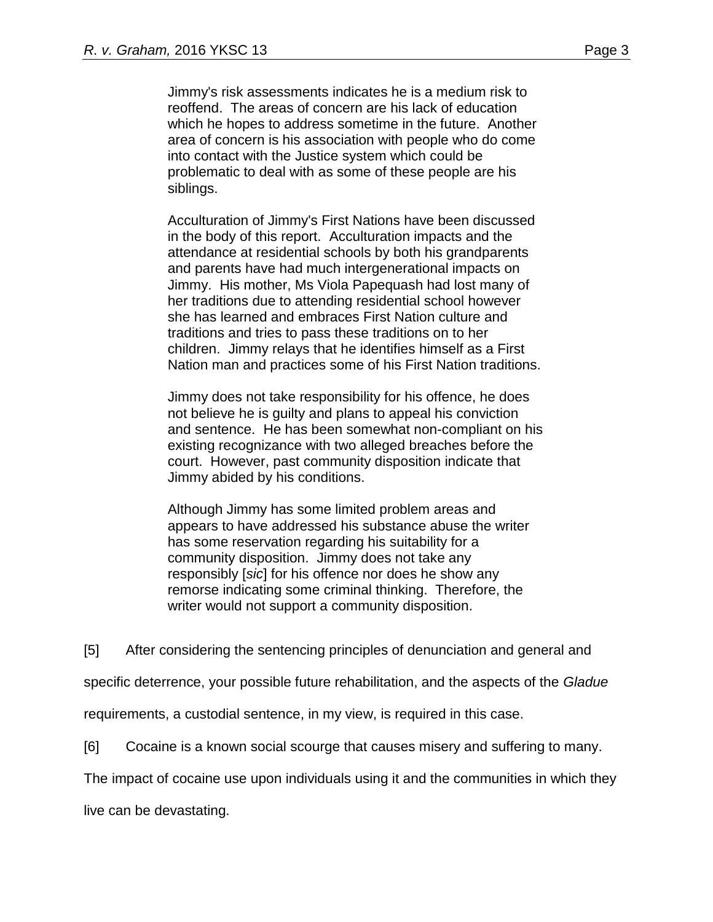> Jimmy's risk assessments indicates he is a medium risk to reoffend. The areas of concern are his lack of education which he hopes to address sometime in the future. Another area of concern is his association with people who do come into contact with the Justice system which could be problematic to deal with as some of these people are his siblings.
>
> Acculturation of Jimmy's First Nations have been discussed in the body of this report. Acculturation impacts and the attendance at residential schools by both his grandparents and parents have had much intergenerational impacts on Jimmy. His mother, Ms Viola Papequash had lost many of her traditions due to attending residential school however she has learned and embraces First Nation culture and traditions and tries to pass these traditions on to her children. Jimmy relays that he identifies himself as a First Nation man and practices some of his First Nation traditions.
>
> Jimmy does not take responsibility for his offence, he does not believe he is guilty and plans to appeal his conviction and sentence. He has been somewhat non-compliant on his existing recognizance with two alleged breaches before the court. However, past community disposition indicate that Jimmy abided by his conditions.
>
> Although Jimmy has some limited problem areas and appears to have addressed his substance abuse the writer has some reservation regarding his suitability for a community disposition. Jimmy does not take any responsibly [*sic*] for his offence nor does he show any remorse indicating some criminal thinking. Therefore, the writer would not support a community disposition.

[5] After considering the sentencing principles of denunciation and general and specific deterrence, your possible future rehabilitation, and the aspects of the *Gladue* requirements, a custodial sentence, in my view, is required in this case.

[6] Cocaine is a known social scourge that causes misery and suffering to many. The impact of cocaine use upon individuals using it and the communities in which they live can be devastating.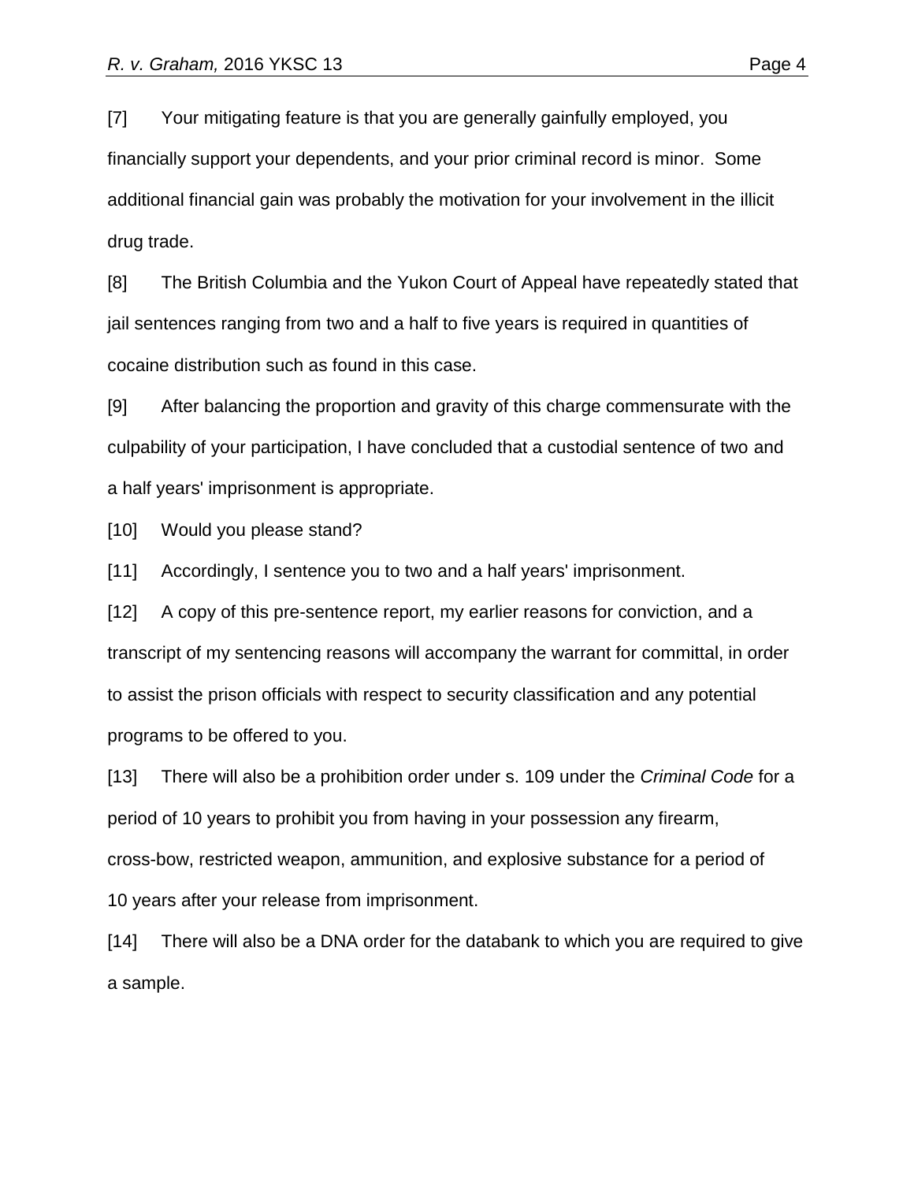[7] Your mitigating feature is that you are generally gainfully employed, you financially support your dependents, and your prior criminal record is minor. Some additional financial gain was probably the motivation for your involvement in the illicit drug trade.

[8] The British Columbia and the Yukon Court of Appeal have repeatedly stated that jail sentences ranging from two and a half to five years is required in quantities of cocaine distribution such as found in this case.

[9] After balancing the proportion and gravity of this charge commensurate with the culpability of your participation, I have concluded that a custodial sentence of two and a half years' imprisonment is appropriate.

[10] Would you please stand?

[11] Accordingly, I sentence you to two and a half years' imprisonment.

[12] A copy of this pre-sentence report, my earlier reasons for conviction, and a transcript of my sentencing reasons will accompany the warrant for committal, in order to assist the prison officials with respect to security classification and any potential programs to be offered to you.

[13] There will also be a prohibition order under s. 109 under the *Criminal Code* for a period of 10 years to prohibit you from having in your possession any firearm, cross-bow, restricted weapon, ammunition, and explosive substance for a period of 10 years after your release from imprisonment.

[14] There will also be a DNA order for the databank to which you are required to give a sample.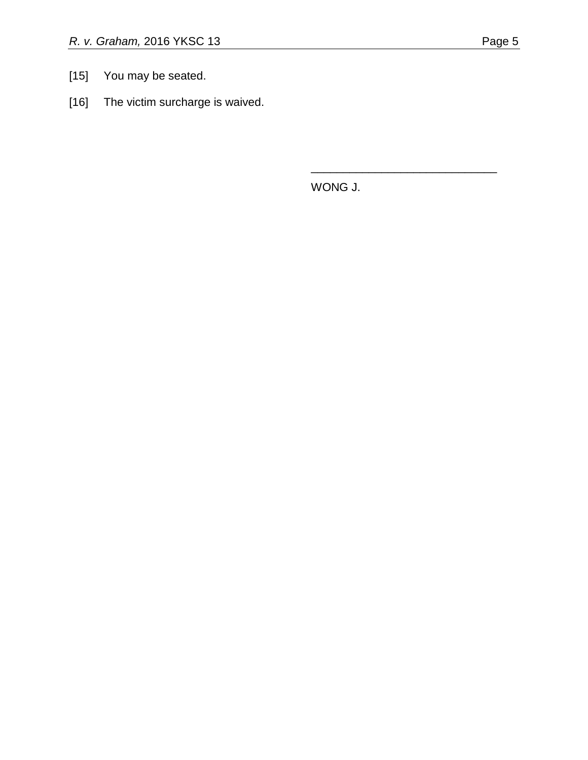[15] You may be seated.

[16] The victim surcharge is waived.

\_\_\_\_\_\_\_\_\_\_\_\_\_\_\_\_\_\_\_\_\_\_\_\_\_\_\_\_\_\_

WONG J.